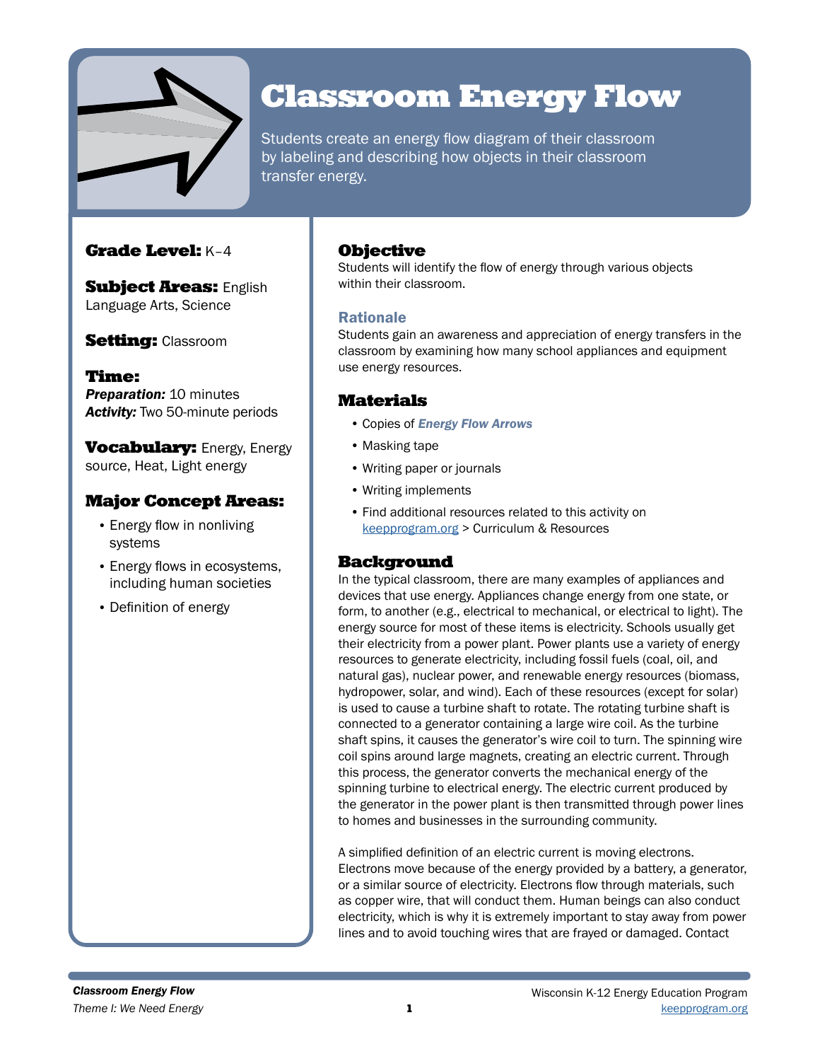# Classroom Energy Flow

Students create an energy flow diagram of their classroom by labeling and describing how objects in their classroom transfer energy.

**Grade Level:** K–4

**Subject Areas:** English Language Arts, Science

**Setting:** Classroom

**Time:**
***Preparation:*** 10 minutes
***Activity:*** Two 50-minute periods

**Vocabulary:** Energy, Energy source, Heat, Light energy

### Major Concept Areas:

- Energy flow in nonliving systems
- Energy flows in ecosystems, including human societies
- Definition of energy

## Objective

Students will identify the flow of energy through various objects within their classroom.

### Rationale

Students gain an awareness and appreciation of energy transfers in the classroom by examining how many school appliances and equipment use energy resources.

## Materials

- Copies of ***Energy Flow Arrows***
- Masking tape
- Writing paper or journals
- Writing implements
- Find additional resources related to this activity on keepprogram.org > Curriculum & Resources

## Background

In the typical classroom, there are many examples of appliances and devices that use energy. Appliances change energy from one state, or form, to another (e.g., electrical to mechanical, or electrical to light). The energy source for most of these items is electricity. Schools usually get their electricity from a power plant. Power plants use a variety of energy resources to generate electricity, including fossil fuels (coal, oil, and natural gas), nuclear power, and renewable energy resources (biomass, hydropower, solar, and wind). Each of these resources (except for solar) is used to cause a turbine shaft to rotate. The rotating turbine shaft is connected to a generator containing a large wire coil. As the turbine shaft spins, it causes the generator's wire coil to turn. The spinning wire coil spins around large magnets, creating an electric current. Through this process, the generator converts the mechanical energy of the spinning turbine to electrical energy. The electric current produced by the generator in the power plant is then transmitted through power lines to homes and businesses in the surrounding community.

A simplified definition of an electric current is moving electrons. Electrons move because of the energy provided by a battery, a generator, or a similar source of electricity. Electrons flow through materials, such as copper wire, that will conduct them. Human beings can also conduct electricity, which is why it is extremely important to stay away from power lines and to avoid touching wires that are frayed or damaged. Contact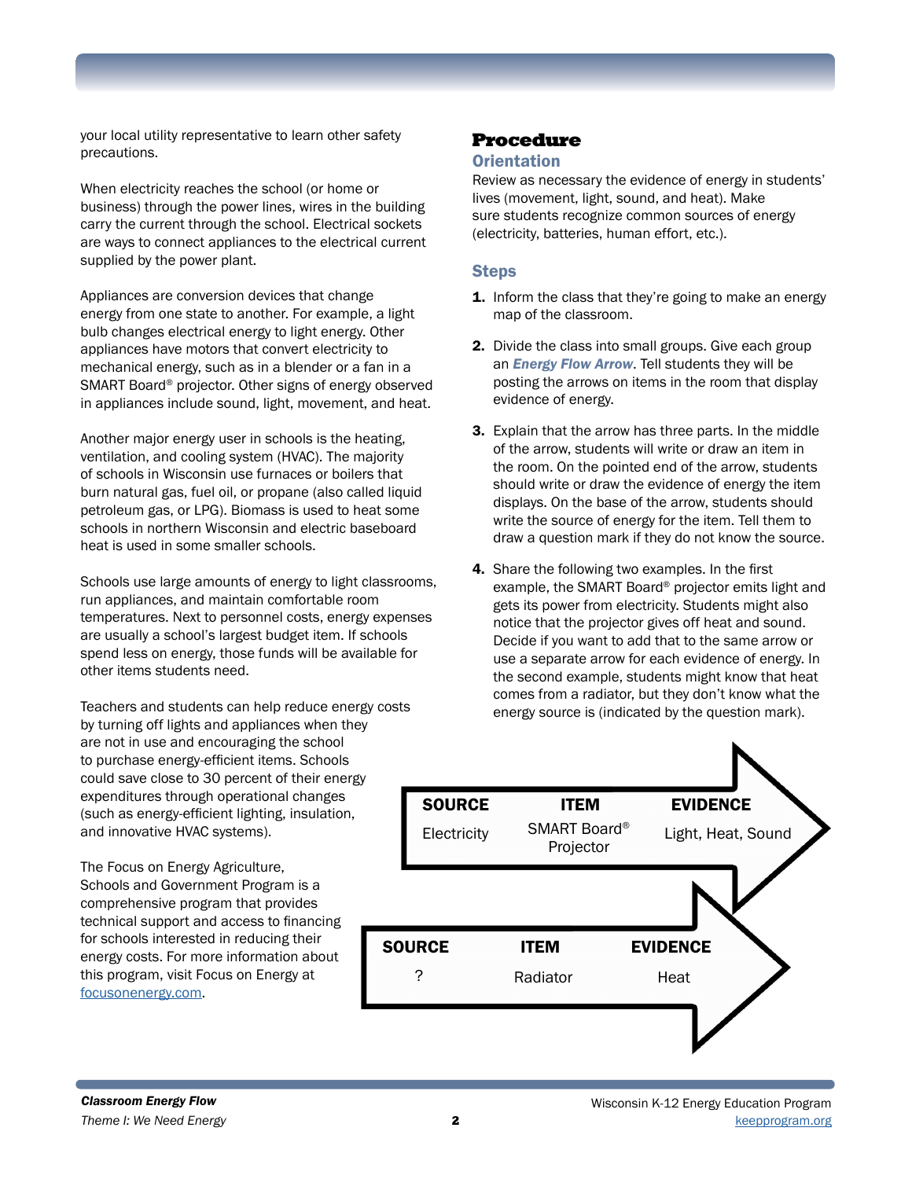your local utility representative to learn other safety precautions.

When electricity reaches the school (or home or business) through the power lines, wires in the building carry the current through the school. Electrical sockets are ways to connect appliances to the electrical current supplied by the power plant.

Appliances are conversion devices that change energy from one state to another. For example, a light bulb changes electrical energy to light energy. Other appliances have motors that convert electricity to mechanical energy, such as in a blender or a fan in a SMART Board® projector. Other signs of energy observed in appliances include sound, light, movement, and heat.

Another major energy user in schools is the heating, ventilation, and cooling system (HVAC). The majority of schools in Wisconsin use furnaces or boilers that burn natural gas, fuel oil, or propane (also called liquid petroleum gas, or LPG). Biomass is used to heat some schools in northern Wisconsin and electric baseboard heat is used in some smaller schools.

Schools use large amounts of energy to light classrooms, run appliances, and maintain comfortable room temperatures. Next to personnel costs, energy expenses are usually a school's largest budget item. If schools spend less on energy, those funds will be available for other items students need.

Teachers and students can help reduce energy costs by turning off lights and appliances when they are not in use and encouraging the school to purchase energy-efficient items. Schools could save close to 30 percent of their energy expenditures through operational changes (such as energy-efficient lighting, insulation, and innovative HVAC systems).

The Focus on Energy Agriculture, Schools and Government Program is a comprehensive program that provides technical support and access to financing for schools interested in reducing their energy costs. For more information about this program, visit Focus on Energy at focusonenergy.com.

## Procedure

### Orientation

Review as necessary the evidence of energy in students' lives (movement, light, sound, and heat). Make sure students recognize common sources of energy (electricity, batteries, human effort, etc.).

### Steps

1. Inform the class that they're going to make an energy map of the classroom.
2. Divide the class into small groups. Give each group an ***Energy Flow Arrow***. Tell students they will be posting the arrows on items in the room that display evidence of energy.
3. Explain that the arrow has three parts. In the middle of the arrow, students will write or draw an item in the room. On the pointed end of the arrow, students should write or draw the evidence of energy the item displays. On the base of the arrow, students should write the source of energy for the item. Tell them to draw a question mark if they do not know the source.
4. Share the following two examples. In the first example, the SMART Board® projector emits light and gets its power from electricity. Students might also notice that the projector gives off heat and sound. Decide if you want to add that to the same arrow or use a separate arrow for each evidence of energy. In the second example, students might know that heat comes from a radiator, but they don't know what the energy source is (indicated by the question mark).

| SOURCE | ITEM | EVIDENCE |
|---|---|---|
| Electricity | SMART Board® Projector | Light, Heat, Sound |

| SOURCE | ITEM | EVIDENCE |
|---|---|---|
| ? | Radiator | Heat |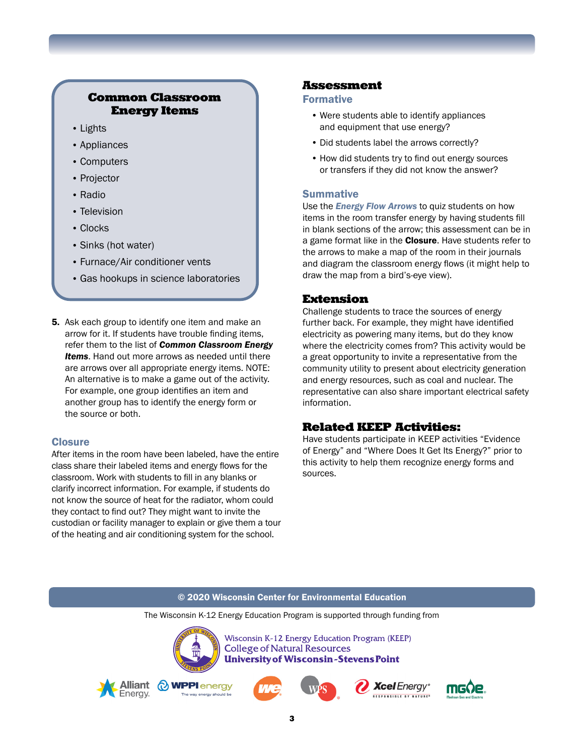## Common Classroom Energy Items

- Lights
- Appliances
- Computers
- Projector
- Radio
- Television
- Clocks
- Sinks (hot water)
- Furnace/Air conditioner vents
- Gas hookups in science laboratories

5. Ask each group to identify one item and make an arrow for it. If students have trouble finding items, refer them to the list of ***Common Classroom Energy Items***. Hand out more arrows as needed until there are arrows over all appropriate energy items. NOTE: An alternative is to make a game out of the activity. For example, one group identifies an item and another group has to identify the energy form or the source or both.

### Closure

After items in the room have been labeled, have the entire class share their labeled items and energy flows for the classroom. Work with students to fill in any blanks or clarify incorrect information. For example, if students do not know the source of heat for the radiator, whom could they contact to find out? They might want to invite the custodian or facility manager to explain or give them a tour of the heating and air conditioning system for the school.

## Assessment

### Formative

- Were students able to identify appliances and equipment that use energy?
- Did students label the arrows correctly?
- How did students try to find out energy sources or transfers if they did not know the answer?

### Summative

Use the ***Energy Flow Arrows*** to quiz students on how items in the room transfer energy by having students fill in blank sections of the arrow; this assessment can be in a game format like in the **Closure**. Have students refer to the arrows to make a map of the room in their journals and diagram the classroom energy flows (it might help to draw the map from a bird's-eye view).

## Extension

Challenge students to trace the sources of energy further back. For example, they might have identified electricity as powering many items, but do they know where the electricity comes from? This activity would be a great opportunity to invite a representative from the community utility to present about electricity generation and energy resources, such as coal and nuclear. The representative can also share important electrical safety information.

## Related KEEP Activities:

Have students participate in KEEP activities "Evidence of Energy" and "Where Does It Get Its Energy?" prior to this activity to help them recognize energy forms and sources.

**© 2020 Wisconsin Center for Environmental Education**

The Wisconsin K-12 Energy Education Program is supported through funding from

Wisconsin K-12 Energy Education Program (KEEP)
College of Natural Resources
**University of Wisconsin-Stevens Point**

Alliant Energy · WPPI energy · We · WPS · Xcel Energy · MGE Madison Gas and Electric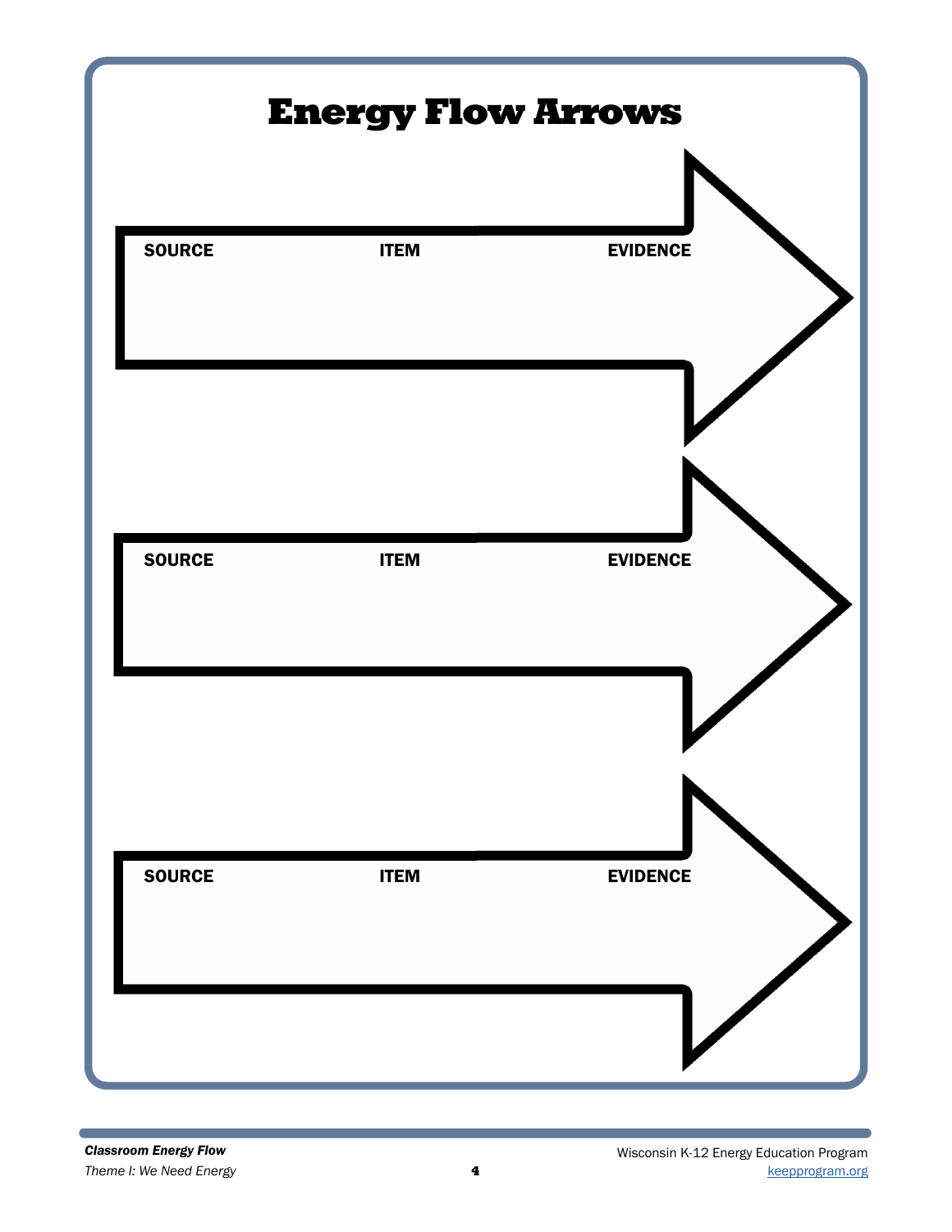# Energy Flow Arrows

SOURCE ITEM EVIDENCE

SOURCE ITEM EVIDENCE

SOURCE ITEM EVIDENCE